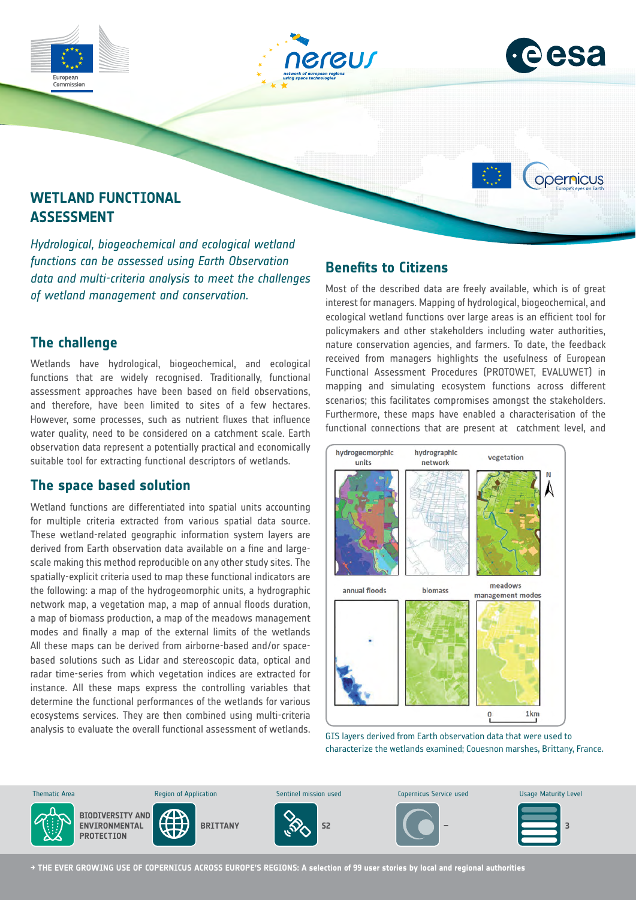# WETLAND FUNCTIONAL ASSESSMENT

*Hydrological, biogeochemical and ecological wetland functions can be assessed using Earth Observation data and multi-criteria analysis to meet the challenges of wetland management and conservation.*

## The challenge

Wetlands have hydrological, biogeochemical, and ecological functions that are widely recognised. Traditionally, functional assessment approaches have been based on field observations, and therefore, have been limited to sites of a few hectares. However, some processes, such as nutrient fluxes that influence water quality, need to be considered on a catchment scale. Earth observation data represent a potentially practical and economically suitable tool for extracting functional descriptors of wetlands.

## The space based solution

Wetland functions are differentiated into spatial units accounting for multiple criteria extracted from various spatial data source. These wetland-related geographic information system layers are derived from Earth observation data available on a fine and large-scale making this method reproducible on any other study sites. The spatially-explicit criteria used to map these functional indicators are the following: a map of the hydrogeomorphic units, a hydrographic network map, a vegetation map, a map of annual floods duration, a map of biomass production, a map of the meadows management modes and finally a map of the external limits of the wetlands All these maps can be derived from airborne-based and/or space-based solutions such as Lidar and stereoscopic data, optical and radar time-series from which vegetation indices are extracted for instance. All these maps express the controlling variables that determine the functional performances of the wetlands for various ecosystems services. They are then combined using multi-criteria analysis to evaluate the overall functional assessment of wetlands.

## Benefits to Citizens

Most of the described data are freely available, which is of great interest for managers. Mapping of hydrological, biogeochemical, and ecological wetland functions over large areas is an efficient tool for policymakers and other stakeholders including water authorities, nature conservation agencies, and farmers. To date, the feedback received from managers highlights the usefulness of European Functional Assessment Procedures (PROTOWET, EVALUWET) in mapping and simulating ecosystem functions across different scenarios; this facilitates compromises amongst the stakeholders. Furthermore, these maps have enabled a characterisation of the functional connections that are present at catchment level, and

GIS layers derived from Earth observation data that were used to characterize the wetlands examined; Couesnon marshes, Brittany, France.

| Thematic Area | Region of Application | Sentinel mission used | Copernicus Service used | Usage Maturity Level |
|---|---|---|---|---|
| BIODIVERSITY AND ENVIRONMENTAL PROTECTION | BRITTANY | S2 | – | 3 |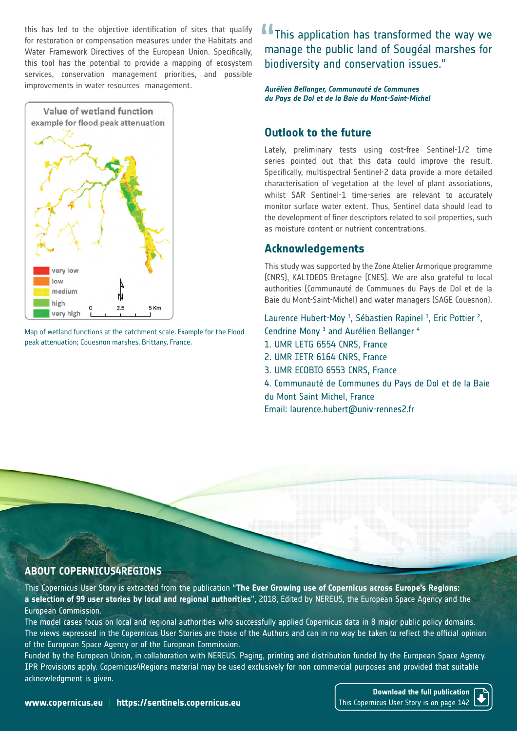this has led to the objective identification of sites that qualify for restoration or compensation measures under the Habitats and Water Framework Directives of the European Union. Specifically, this tool has the potential to provide a mapping of ecosystem services, conservation management priorities, and possible improvements in water resources management.

Value of wetland function
example for flood peak attenuation

very low
low
medium
high
very high

0
2.5
5 Km

Map of wetland functions at the catchment scale. Example for the Flood peak attenuation; Couesnon marshes, Brittany, France.

> "This application has transformed the way we manage the public land of Sougéal marshes for biodiversity and conservation issues."
>
> ***Aurélien Bellanger, Communauté de Communes du Pays de Dol et de la Baie du Mont-Saint-Michel***

## Outlook to the future

Lately, preliminary tests using cost-free Sentinel-1/2 time series pointed out that this data could improve the result. Specifically, multispectral Sentinel-2 data provide a more detailed characterisation of vegetation at the level of plant associations, whilst SAR Sentinel-1 time-series are relevant to accurately monitor surface water extent. Thus, Sentinel data should lead to the development of finer descriptors related to soil properties, such as moisture content or nutrient concentrations.

## Acknowledgements

This study was supported by the Zone Atelier Armorique programme (CNRS), KALIDEOS Bretagne (CNES). We are also grateful to local authorities (Communauté de Communes du Pays de Dol et de la Baie du Mont-Saint-Michel) and water managers (SAGE Couesnon).

Laurence Hubert-Moy [1], Sébastien Rapinel [1], Eric Pottier [2], Cendrine Mony [3] and Aurélien Bellanger [4]

1. UMR LETG 6554 CNRS, France
2. UMR IETR 6164 CNRS, France
3. UMR ECOBIO 6553 CNRS, France
4. Communauté de Communes du Pays de Dol et de la Baie du Mont Saint Michel, France

Email: laurence.hubert@univ-rennes2.fr

## ABOUT COPERNICUS4REGIONS

This Copernicus User Story is extracted from the publication "**The Ever Growing use of Copernicus across Europe's Regions: a selection of 99 user stories by local and regional authorities**", 2018, Edited by NEREUS, the European Space Agency and the European Commission.

The model cases focus on local and regional authorities who successfully applied Copernicus data in 8 major public policy domains. The views expressed in the Copernicus User Stories are those of the Authors and can in no way be taken to reflect the official opinion of the European Space Agency or of the European Commission.

Funded by the European Union, in collaboration with NEREUS. Paging, printing and distribution funded by the European Space Agency. IPR Provisions apply. Copernicus4Regions material may be used exclusively for non commercial purposes and provided that suitable acknowledgment is given.

**www.copernicus.eu** | **https://sentinels.copernicus.eu**

**Download the full publication**
This Copernicus User Story is on page 142